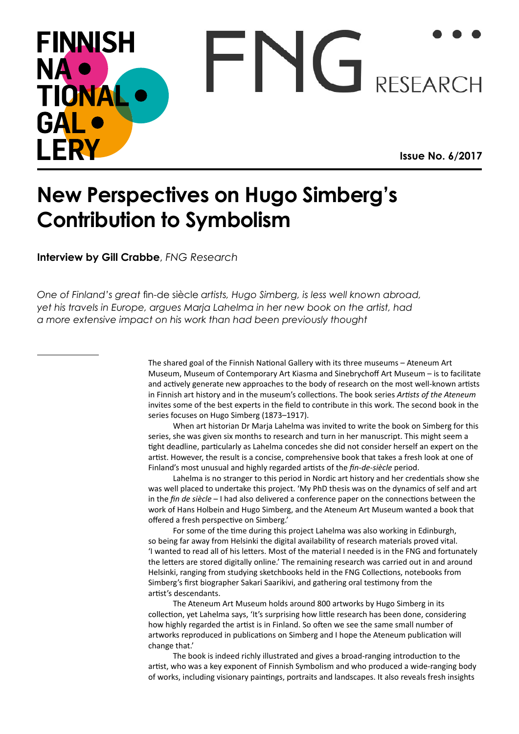# New Perspectives on Hugo Simberg's Contribution to Symbolism

**Interview by Gill Crabbe**, *FNG Research*

*One of Finland's great* fin-de siècle *artists, Hugo Simberg, is less well known abroad, yet his travels in Europe, argues Marja Lahelma in her new book on the artist, had a more extensive impact on his work than had been previously thought*

The shared goal of the Finnish National Gallery with its three museums – Ateneum Art Museum, Museum of Contemporary Art Kiasma and Sinebrychoff Art Museum – is to facilitate and actively generate new approaches to the body of research on the most well-known artists in Finnish art history and in the museum's collections. The book series *Artists of the Ateneum* invites some of the best experts in the field to contribute in this work. The second book in the series focuses on Hugo Simberg (1873–1917).

When art historian Dr Marja Lahelma was invited to write the book on Simberg for this series, she was given six months to research and turn in her manuscript. This might seem a tight deadline, particularly as Lahelma concedes she did not consider herself an expert on the artist. However, the result is a concise, comprehensive book that takes a fresh look at one of Finland's most unusual and highly regarded artists of the *fin-de-siècle* period.

Lahelma is no stranger to this period in Nordic art history and her credentials show she was well placed to undertake this project. 'My PhD thesis was on the dynamics of self and art in the *fin de siècle* – I had also delivered a conference paper on the connections between the work of Hans Holbein and Hugo Simberg, and the Ateneum Art Museum wanted a book that offered a fresh perspective on Simberg.'

For some of the time during this project Lahelma was also working in Edinburgh, so being far away from Helsinki the digital availability of research materials proved vital. 'I wanted to read all of his letters. Most of the material I needed is in the FNG and fortunately the letters are stored digitally online.' The remaining research was carried out in and around Helsinki, ranging from studying sketchbooks held in the FNG Collections, notebooks from Simberg's first biographer Sakari Saarikivi, and gathering oral testimony from the artist's descendants.

The Ateneum Art Museum holds around 800 artworks by Hugo Simberg in its collection, yet Lahelma says, 'It's surprising how little research has been done, considering how highly regarded the artist is in Finland. So often we see the same small number of artworks reproduced in publications on Simberg and I hope the Ateneum publication will change that.'

The book is indeed richly illustrated and gives a broad-ranging introduction to the artist, who was a key exponent of Finnish Symbolism and who produced a wide-ranging body of works, including visionary paintings, portraits and landscapes. It also reveals fresh insights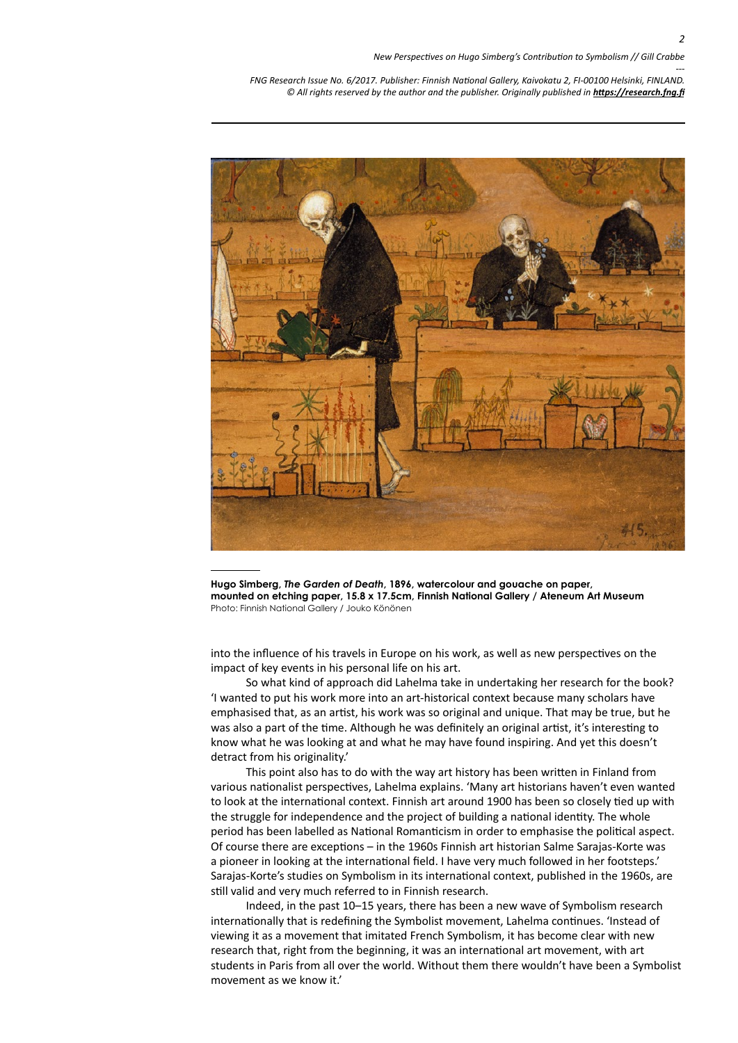**Hugo Simberg, *The Garden of Death*, 1896, watercolour and gouache on paper, mounted on etching paper, 15.8 x 17.5cm, Finnish National Gallery / Ateneum Art Museum**
Photo: Finnish National Gallery / Jouko Könönen

into the influence of his travels in Europe on his work, as well as new perspectives on the impact of key events in his personal life on his art.

So what kind of approach did Lahelma take in undertaking her research for the book? 'I wanted to put his work more into an art-historical context because many scholars have emphasised that, as an artist, his work was so original and unique. That may be true, but he was also a part of the time. Although he was definitely an original artist, it's interesting to know what he was looking at and what he may have found inspiring. And yet this doesn't detract from his originality.'

This point also has to do with the way art history has been written in Finland from various nationalist perspectives, Lahelma explains. 'Many art historians haven't even wanted to look at the international context. Finnish art around 1900 has been so closely tied up with the struggle for independence and the project of building a national identity. The whole period has been labelled as National Romanticism in order to emphasise the political aspect. Of course there are exceptions – in the 1960s Finnish art historian Salme Sarajas-Korte was a pioneer in looking at the international field. I have very much followed in her footsteps.' Sarajas-Korte's studies on Symbolism in its international context, published in the 1960s, are still valid and very much referred to in Finnish research.

Indeed, in the past 10–15 years, there has been a new wave of Symbolism research internationally that is redefining the Symbolist movement, Lahelma continues. 'Instead of viewing it as a movement that imitated French Symbolism, it has become clear with new research that, right from the beginning, it was an international art movement, with art students in Paris from all over the world. Without them there wouldn't have been a Symbolist movement as we know it.'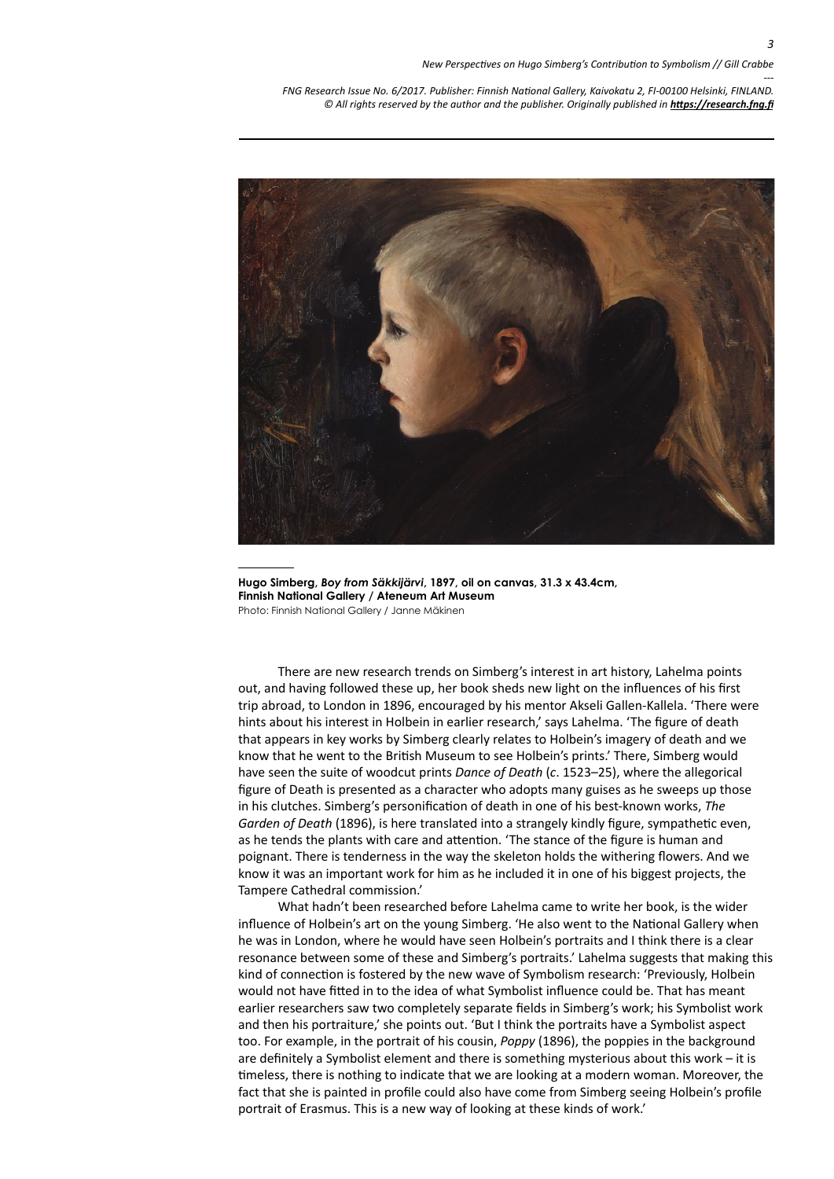**Hugo Simberg, *Boy from Säkkijärvi*, 1897, oil on canvas, 31.3 x 43.4cm, Finnish National Gallery / Ateneum Art Museum**
Photo: Finnish National Gallery / Janne Mäkinen

There are new research trends on Simberg's interest in art history, Lahelma points out, and having followed these up, her book sheds new light on the influences of his first trip abroad, to London in 1896, encouraged by his mentor Akseli Gallen-Kallela. 'There were hints about his interest in Holbein in earlier research,' says Lahelma. 'The figure of death that appears in key works by Simberg clearly relates to Holbein's imagery of death and we know that he went to the British Museum to see Holbein's prints.' There, Simberg would have seen the suite of woodcut prints *Dance of Death* (*c*. 1523–25), where the allegorical figure of Death is presented as a character who adopts many guises as he sweeps up those in his clutches. Simberg's personification of death in one of his best-known works, *The Garden of Death* (1896), is here translated into a strangely kindly figure, sympathetic even, as he tends the plants with care and attention. 'The stance of the figure is human and poignant. There is tenderness in the way the skeleton holds the withering flowers. And we know it was an important work for him as he included it in one of his biggest projects, the Tampere Cathedral commission.'

What hadn't been researched before Lahelma came to write her book, is the wider influence of Holbein's art on the young Simberg. 'He also went to the National Gallery when he was in London, where he would have seen Holbein's portraits and I think there is a clear resonance between some of these and Simberg's portraits.' Lahelma suggests that making this kind of connection is fostered by the new wave of Symbolism research: 'Previously, Holbein would not have fitted in to the idea of what Symbolist influence could be. That has meant earlier researchers saw two completely separate fields in Simberg's work; his Symbolist work and then his portraiture,' she points out. 'But I think the portraits have a Symbolist aspect too. For example, in the portrait of his cousin, *Poppy* (1896), the poppies in the background are definitely a Symbolist element and there is something mysterious about this work – it is timeless, there is nothing to indicate that we are looking at a modern woman. Moreover, the fact that she is painted in profile could also have come from Simberg seeing Holbein's profile portrait of Erasmus. This is a new way of looking at these kinds of work.'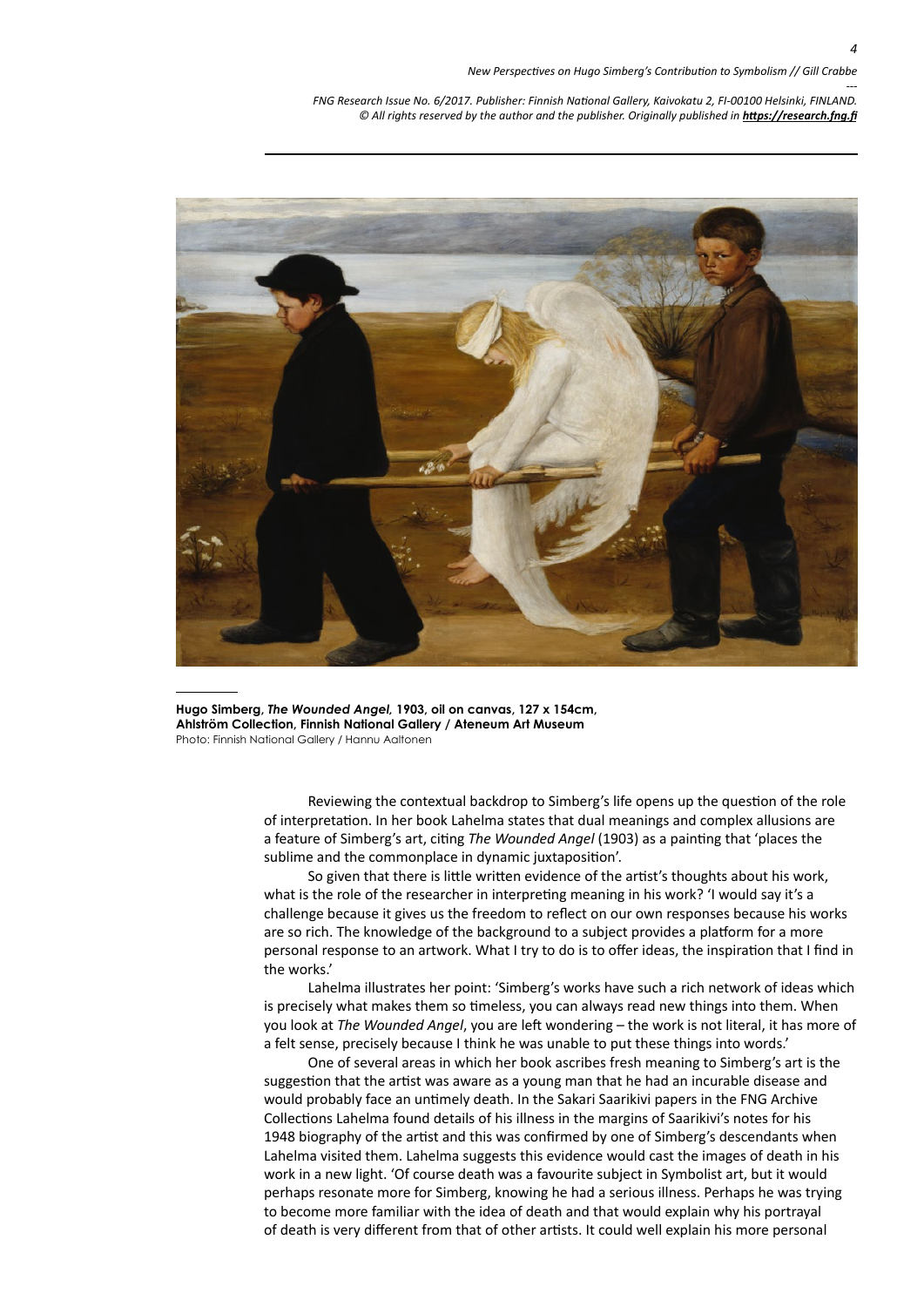**Hugo Simberg, *The Wounded Angel*, 1903, oil on canvas, 127 x 154cm, Ahlström Collection, Finnish National Gallery / Ateneum Art Museum**
Photo: Finnish National Gallery / Hannu Aaltonen

Reviewing the contextual backdrop to Simberg's life opens up the question of the role of interpretation. In her book Lahelma states that dual meanings and complex allusions are a feature of Simberg's art, citing *The Wounded Angel* (1903) as a painting that 'places the sublime and the commonplace in dynamic juxtaposition'.

So given that there is little written evidence of the artist's thoughts about his work, what is the role of the researcher in interpreting meaning in his work? 'I would say it's a challenge because it gives us the freedom to reflect on our own responses because his works are so rich. The knowledge of the background to a subject provides a platform for a more personal response to an artwork. What I try to do is to offer ideas, the inspiration that I find in the works.'

Lahelma illustrates her point: 'Simberg's works have such a rich network of ideas which is precisely what makes them so timeless, you can always read new things into them. When you look at *The Wounded Angel*, you are left wondering – the work is not literal, it has more of a felt sense, precisely because I think he was unable to put these things into words.'

One of several areas in which her book ascribes fresh meaning to Simberg's art is the suggestion that the artist was aware as a young man that he had an incurable disease and would probably face an untimely death. In the Sakari Saarikivi papers in the FNG Archive Collections Lahelma found details of his illness in the margins of Saarikivi's notes for his 1948 biography of the artist and this was confirmed by one of Simberg's descendants when Lahelma visited them. Lahelma suggests this evidence would cast the images of death in his work in a new light. 'Of course death was a favourite subject in Symbolist art, but it would perhaps resonate more for Simberg, knowing he had a serious illness. Perhaps he was trying to become more familiar with the idea of death and that would explain why his portrayal of death is very different from that of other artists. It could well explain his more personal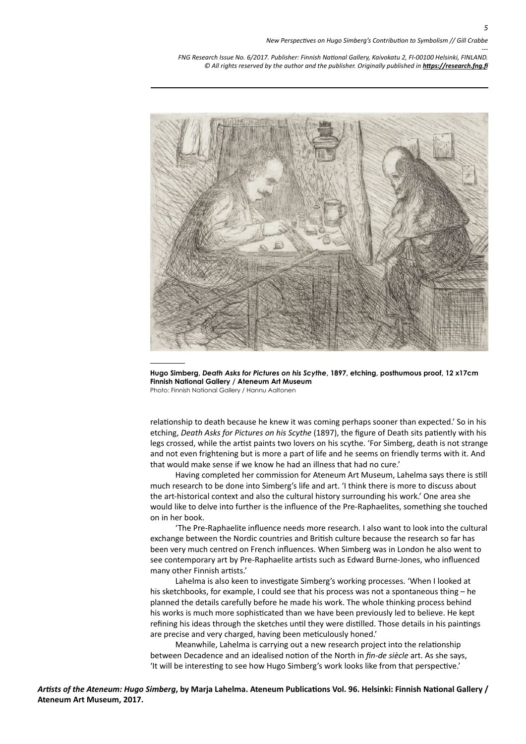**Hugo Simberg, *Death Asks for Pictures on his Scythe*, 1897, etching, posthumous proof, 12 x17cm**
**Finnish National Gallery / Ateneum Art Museum**
Photo: Finnish National Gallery / Hannu Aaltonen

relationship to death because he knew it was coming perhaps sooner than expected.' So in his etching, *Death Asks for Pictures on his Scythe* (1897), the figure of Death sits patiently with his legs crossed, while the artist paints two lovers on his scythe. 'For Simberg, death is not strange and not even frightening but is more a part of life and he seems on friendly terms with it. And that would make sense if we know he had an illness that had no cure.'

Having completed her commission for Ateneum Art Museum, Lahelma says there is still much research to be done into Simberg's life and art. 'I think there is more to discuss about the art-historical context and also the cultural history surrounding his work.' One area she would like to delve into further is the influence of the Pre-Raphaelites, something she touched on in her book.

'The Pre-Raphaelite influence needs more research. I also want to look into the cultural exchange between the Nordic countries and British culture because the research so far has been very much centred on French influences. When Simberg was in London he also went to see contemporary art by Pre-Raphaelite artists such as Edward Burne-Jones, who influenced many other Finnish artists.'

Lahelma is also keen to investigate Simberg's working processes. 'When I looked at his sketchbooks, for example, I could see that his process was not a spontaneous thing – he planned the details carefully before he made his work. The whole thinking process behind his works is much more sophisticated than we have been previously led to believe. He kept refining his ideas through the sketches until they were distilled. Those details in his paintings are precise and very charged, having been meticulously honed.'

Meanwhile, Lahelma is carrying out a new research project into the relationship between Decadence and an idealised notion of the North in *fin-de siècle* art. As she says, 'It will be interesting to see how Hugo Simberg's work looks like from that perspective.'

***Artists of the Ateneum: Hugo Simberg*, by Marja Lahelma. Ateneum Publications Vol. 96. Helsinki: Finnish National Gallery / Ateneum Art Museum, 2017.**